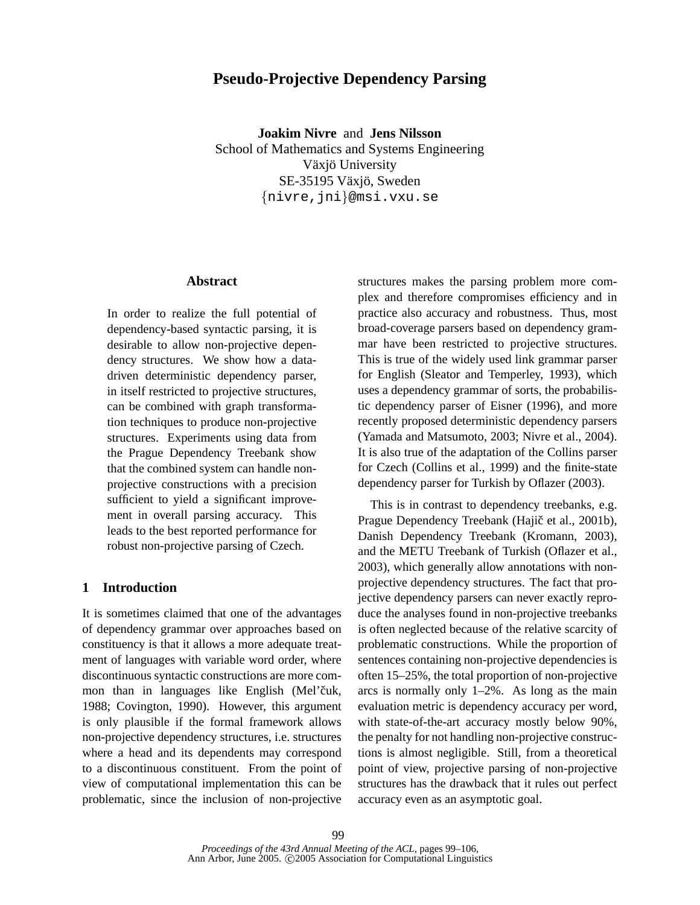# Pseudo-Projective Dependency Parsing

**Joakim Nivre** and **Jens Nilsson**
School of Mathematics and Systems Engineering
Växjö University
SE-35195 Växjö, Sweden
{nivre,jni}@msi.vxu.se

## Abstract

In order to realize the full potential of dependency-based syntactic parsing, it is desirable to allow non-projective dependency structures. We show how a data-driven deterministic dependency parser, in itself restricted to projective structures, can be combined with graph transformation techniques to produce non-projective structures. Experiments using data from the Prague Dependency Treebank show that the combined system can handle non-projective constructions with a precision sufficient to yield a significant improvement in overall parsing accuracy. This leads to the best reported performance for robust non-projective parsing of Czech.

## 1 Introduction

It is sometimes claimed that one of the advantages of dependency grammar over approaches based on constituency is that it allows a more adequate treatment of languages with variable word order, where discontinuous syntactic constructions are more common than in languages like English (Mel'čuk, 1988; Covington, 1990). However, this argument is only plausible if the formal framework allows non-projective dependency structures, i.e. structures where a head and its dependents may correspond to a discontinuous constituent. From the point of view of computational implementation this can be problematic, since the inclusion of non-projective structures makes the parsing problem more complex and therefore compromises efficiency and in practice also accuracy and robustness. Thus, most broad-coverage parsers based on dependency grammar have been restricted to projective structures. This is true of the widely used link grammar parser for English (Sleator and Temperley, 1993), which uses a dependency grammar of sorts, the probabilistic dependency parser of Eisner (1996), and more recently proposed deterministic dependency parsers (Yamada and Matsumoto, 2003; Nivre et al., 2004). It is also true of the adaptation of the Collins parser for Czech (Collins et al., 1999) and the finite-state dependency parser for Turkish by Oflazer (2003).

This is in contrast to dependency treebanks, e.g. Prague Dependency Treebank (Hajič et al., 2001b), Danish Dependency Treebank (Kromann, 2003), and the METU Treebank of Turkish (Oflazer et al., 2003), which generally allow annotations with non-projective dependency structures. The fact that projective dependency parsers can never exactly reproduce the analyses found in non-projective treebanks is often neglected because of the relative scarcity of problematic constructions. While the proportion of sentences containing non-projective dependencies is often 15–25%, the total proportion of non-projective arcs is normally only 1–2%. As long as the main evaluation metric is dependency accuracy per word, with state-of-the-art accuracy mostly below 90%, the penalty for not handling non-projective constructions is almost negligible. Still, from a theoretical point of view, projective parsing of non-projective structures has the drawback that it rules out perfect accuracy even as an asymptotic goal.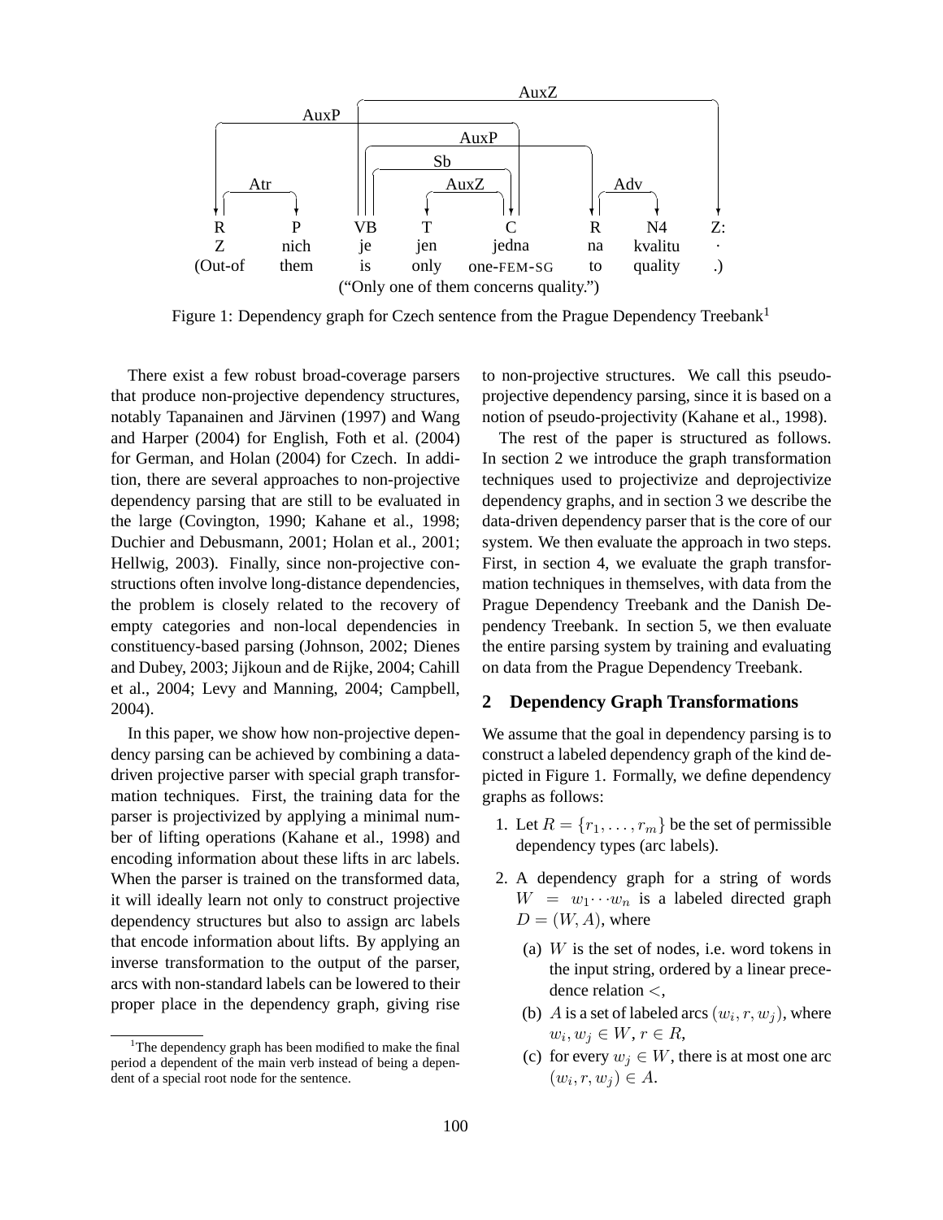| R | P | VB | T | C | R | N4 | Z: |
|---|---|---|---|---|---|---|---|
| Z | nich | je | jen | jedna | na | kvalitu | . |
| (Out-of | them | is | only | one-FEM-SG | to | quality | .) |

("Only one of them concerns quality.")

Figure 1: Dependency graph for Czech sentence from the Prague Dependency Treebank[1]

There exist a few robust broad-coverage parsers that produce non-projective dependency structures, notably Tapanainen and Järvinen (1997) and Wang and Harper (2004) for English, Foth et al. (2004) for German, and Holan (2004) for Czech. In addition, there are several approaches to non-projective dependency parsing that are still to be evaluated in the large (Covington, 1990; Kahane et al., 1998; Duchier and Debusmann, 2001; Holan et al., 2001; Hellwig, 2003). Finally, since non-projective constructions often involve long-distance dependencies, the problem is closely related to the recovery of empty categories and non-local dependencies in constituency-based parsing (Johnson, 2002; Dienes and Dubey, 2003; Jijkoun and de Rijke, 2004; Cahill et al., 2004; Levy and Manning, 2004; Campbell, 2004).

In this paper, we show how non-projective dependency parsing can be achieved by combining a data-driven projective parser with special graph transformation techniques. First, the training data for the parser is projectivized by applying a minimal number of lifting operations (Kahane et al., 1998) and encoding information about these lifts in arc labels. When the parser is trained on the transformed data, it will ideally learn not only to construct projective dependency structures but also to assign arc labels that encode information about lifts. By applying an inverse transformation to the output of the parser, arcs with non-standard labels can be lowered to their proper place in the dependency graph, giving rise to non-projective structures. We call this pseudo-projective dependency parsing, since it is based on a notion of pseudo-projectivity (Kahane et al., 1998).

The rest of the paper is structured as follows. In section 2 we introduce the graph transformation techniques used to projectivize and deprojectivize dependency graphs, and in section 3 we describe the data-driven dependency parser that is the core of our system. We then evaluate the approach in two steps. First, in section 4, we evaluate the graph transformation techniques in themselves, with data from the Prague Dependency Treebank and the Danish Dependency Treebank. In section 5, we then evaluate the entire parsing system by training and evaluating on data from the Prague Dependency Treebank.

## 2 Dependency Graph Transformations

We assume that the goal in dependency parsing is to construct a labeled dependency graph of the kind depicted in Figure 1. Formally, we define dependency graphs as follows:

1. Let $R = \{r_1, \ldots, r_m\}$ be the set of permissible dependency types (arc labels).

2. A dependency graph for a string of words $W = w_1 \cdots w_n$ is a labeled directed graph $D = (W, A)$, where

   (a) $W$ is the set of nodes, i.e. word tokens in the input string, ordered by a linear precedence relation $<$,

   (b) $A$ is a set of labeled arcs $(w_i, r, w_j)$, where $w_i, w_j \in W$, $r \in R$,

   (c) for every $w_j \in W$, there is at most one arc $(w_i, r, w_j) \in A$.

[1] The dependency graph has been modified to make the final period a dependent of the main verb instead of being a dependent of a special root node for the sentence.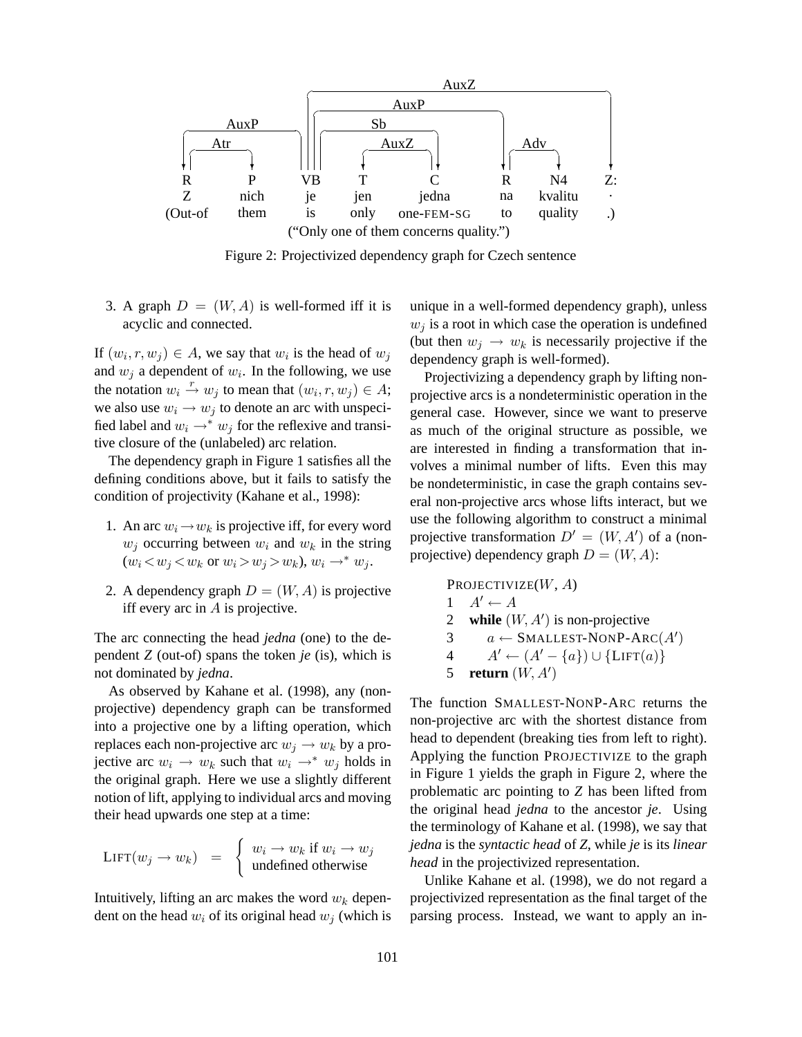| R | P | VB | T | C | R | N4 | Z: |
|---|---|---|---|---|---|---|---|
| Z | nich | je | jen | jedna | na | kvalitu | . |
| (Out-of | them | is | only | one-FEM-SG | to | quality | .) |

("Only one of them concerns quality.")

Figure 2: Projectivized dependency graph for Czech sentence

3. A graph $D = (W, A)$ is well-formed iff it is acyclic and connected.

If $(w_i, r, w_j) \in A$, we say that $w_i$ is the head of $w_j$ and $w_j$ a dependent of $w_i$. In the following, we use the notation $w_i \xrightarrow{r} w_j$ to mean that $(w_i, r, w_j) \in A$; we also use $w_i \rightarrow w_j$ to denote an arc with unspecified label and $w_i \rightarrow^* w_j$ for the reflexive and transitive closure of the (unlabeled) arc relation.

The dependency graph in Figure 1 satisfies all the defining conditions above, but it fails to satisfy the condition of projectivity (Kahane et al., 1998):

1. An arc $w_i \rightarrow w_k$ is projective iff, for every word $w_j$ occurring between $w_i$ and $w_k$ in the string ($w_i < w_j < w_k$ or $w_i > w_j > w_k$), $w_i \rightarrow^* w_j$.

2. A dependency graph $D = (W, A)$ is projective iff every arc in $A$ is projective.

The arc connecting the head *jedna* (one) to the dependent *Z* (out-of) spans the token *je* (is), which is not dominated by *jedna*.

As observed by Kahane et al. (1998), any (non-projective) dependency graph can be transformed into a projective one by a lifting operation, which replaces each non-projective arc $w_j \rightarrow w_k$ by a projective arc $w_i \rightarrow w_k$ such that $w_i \rightarrow^* w_j$ holds in the original graph. Here we use a slightly different notion of lift, applying to individual arcs and moving their head upwards one step at a time:

$$\text{LIFT}(w_j \rightarrow w_k) = \begin{cases} w_i \rightarrow w_k \text{ if } w_i \rightarrow w_j \\ \text{undefined otherwise} \end{cases}$$

Intuitively, lifting an arc makes the word $w_k$ dependent on the head $w_i$ of its original head $w_j$ (which is unique in a well-formed dependency graph), unless $w_j$ is a root in which case the operation is undefined (but then $w_j \rightarrow w_k$ is necessarily projective if the dependency graph is well-formed).

Projectivizing a dependency graph by lifting non-projective arcs is a nondeterministic operation in the general case. However, since we want to preserve as much of the original structure as possible, we are interested in finding a transformation that involves a minimal number of lifts. Even this may be nondeterministic, in case the graph contains several non-projective arcs whose lifts interact, but we use the following algorithm to construct a minimal projective transformation $D' = (W, A')$ of a (non-projective) dependency graph $D = (W, A)$:

```
PROJECTIVIZE(W, A)
1  A' ← A
2  while (W, A') is non-projective
3      a ← SMALLEST-NONP-ARC(A')
4      A' ← (A' − {a}) ∪ {LIFT(a)}
5  return (W, A')
```

The function SMALLEST-NONP-ARC returns the non-projective arc with the shortest distance from head to dependent (breaking ties from left to right). Applying the function PROJECTIVIZE to the graph in Figure 1 yields the graph in Figure 2, where the problematic arc pointing to *Z* has been lifted from the original head *jedna* to the ancestor *je*. Using the terminology of Kahane et al. (1998), we say that *jedna* is the *syntactic head* of *Z*, while *je* is its *linear head* in the projectivized representation.

Unlike Kahane et al. (1998), we do not regard a projectivized representation as the final target of the parsing process. Instead, we want to apply an in-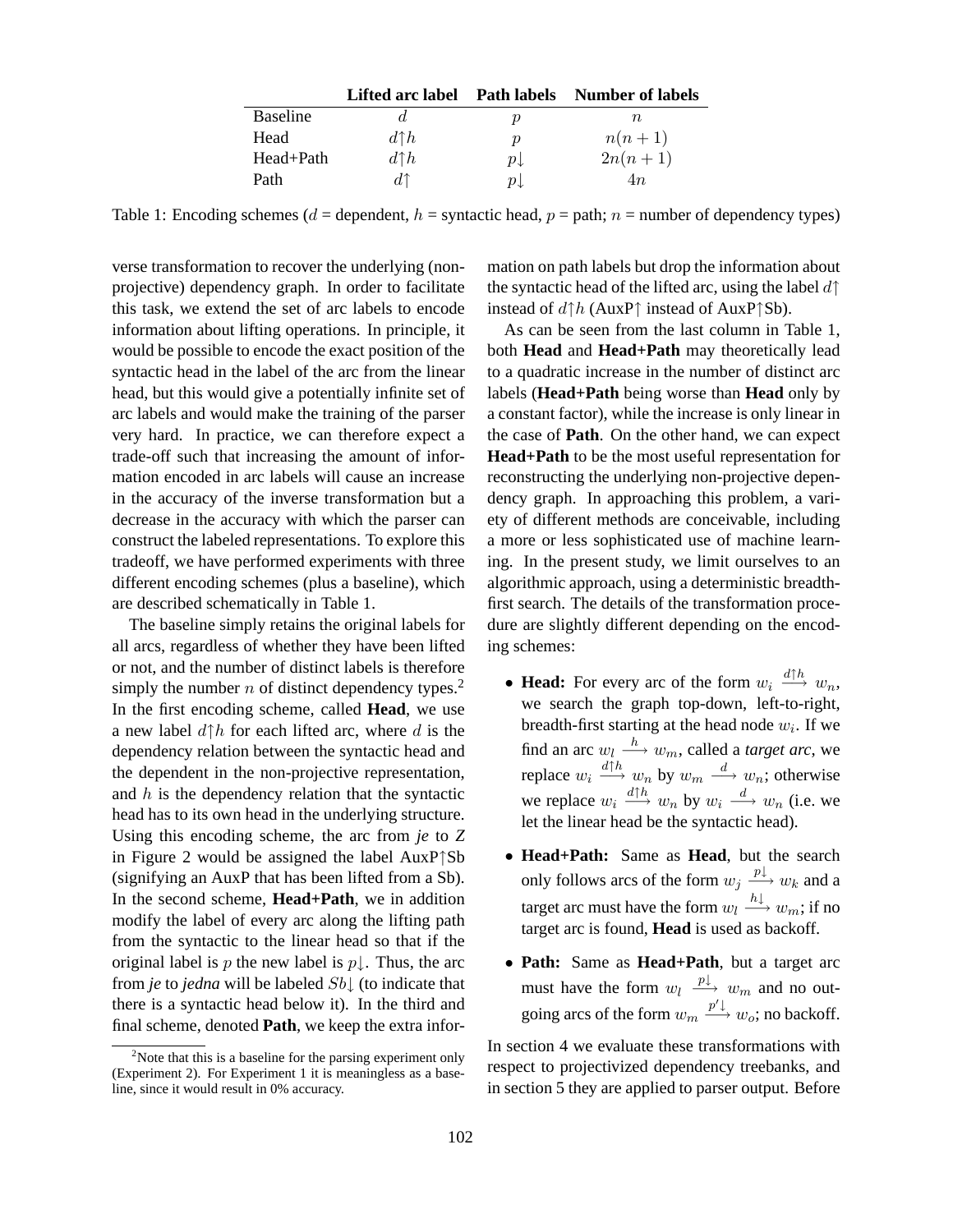| | Lifted arc label | Path labels | Number of labels |
|---|---|---|---|
| Baseline | $d$ | $p$ | $n$ |
| Head | $d{\uparrow}h$ | $p$ | $n(n+1)$ |
| Head+Path | $d{\uparrow}h$ | $p{\downarrow}$ | $2n(n+1)$ |
| Path | $d{\uparrow}$ | $p{\downarrow}$ | $4n$ |

Table 1: Encoding schemes ($d$ = dependent, $h$ = syntactic head, $p$ = path; $n$ = number of dependency types)

verse transformation to recover the underlying (non-projective) dependency graph. In order to facilitate this task, we extend the set of arc labels to encode information about lifting operations. In principle, it would be possible to encode the exact position of the syntactic head in the label of the arc from the linear head, but this would give a potentially infinite set of arc labels and would make the training of the parser very hard. In practice, we can therefore expect a trade-off such that increasing the amount of information encoded in arc labels will cause an increase in the accuracy of the inverse transformation but a decrease in the accuracy with which the parser can construct the labeled representations. To explore this tradeoff, we have performed experiments with three different encoding schemes (plus a baseline), which are described schematically in Table 1.

The baseline simply retains the original labels for all arcs, regardless of whether they have been lifted or not, and the number of distinct labels is therefore simply the number $n$ of distinct dependency types.[2] In the first encoding scheme, called **Head**, we use a new label $d{\uparrow}h$ for each lifted arc, where $d$ is the dependency relation between the syntactic head and the dependent in the non-projective representation, and $h$ is the dependency relation that the syntactic head has to its own head in the underlying structure. Using this encoding scheme, the arc from ***je*** to ***Z*** in Figure 2 would be assigned the label AuxP↑Sb (signifying an AuxP that has been lifted from a Sb). In the second scheme, **Head+Path**, we in addition modify the label of every arc along the lifting path from the syntactic to the linear head so that if the original label is $p$ the new label is $p{\downarrow}$. Thus, the arc from ***je*** to ***jedna*** will be labeled $Sb{\downarrow}$ (to indicate that there is a syntactic head below it). In the third and final scheme, denoted **Path**, we keep the extra information on path labels but drop the information about the syntactic head of the lifted arc, using the label $d{\uparrow}$ instead of $d{\uparrow}h$ (AuxP↑ instead of AuxP↑Sb).

As can be seen from the last column in Table 1, both **Head** and **Head+Path** may theoretically lead to a quadratic increase in the number of distinct arc labels (**Head+Path** being worse than **Head** only by a constant factor), while the increase is only linear in the case of **Path**. On the other hand, we can expect **Head+Path** to be the most useful representation for reconstructing the underlying non-projective dependency graph. In approaching this problem, a variety of different methods are conceivable, including a more or less sophisticated use of machine learning. In the present study, we limit ourselves to an algorithmic approach, using a deterministic breadth-first search. The details of the transformation procedure are slightly different depending on the encoding schemes:

- **Head:** For every arc of the form $w_i \xrightarrow{d{\uparrow}h} w_n$, we search the graph top-down, left-to-right, breadth-first starting at the head node $w_i$. If we find an arc $w_l \xrightarrow{h} w_m$, called a *target arc*, we replace $w_i \xrightarrow{d{\uparrow}h} w_n$ by $w_m \xrightarrow{d} w_n$; otherwise we replace $w_i \xrightarrow{d{\uparrow}h} w_n$ by $w_i \xrightarrow{d} w_n$ (i.e. we let the linear head be the syntactic head).
- **Head+Path:** Same as **Head**, but the search only follows arcs of the form $w_j \xrightarrow{p{\downarrow}} w_k$ and a target arc must have the form $w_l \xrightarrow{h{\downarrow}} w_m$; if no target arc is found, **Head** is used as backoff.
- **Path:** Same as **Head+Path**, but a target arc must have the form $w_l \xrightarrow{p{\downarrow}} w_m$ and no outgoing arcs of the form $w_m \xrightarrow{p'{\downarrow}} w_o$; no backoff.

In section 4 we evaluate these transformations with respect to projectivized dependency treebanks, and in section 5 they are applied to parser output. Before

[2] Note that this is a baseline for the parsing experiment only (Experiment 2). For Experiment 1 it is meaningless as a baseline, since it would result in 0% accuracy.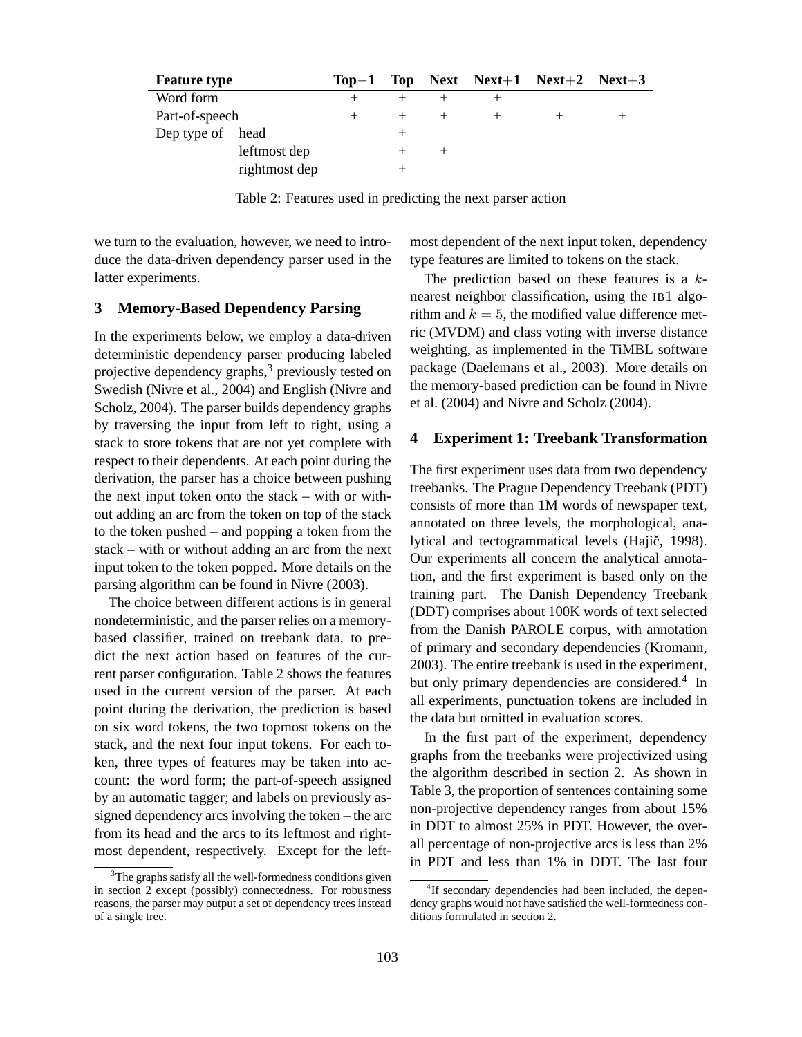| Feature type | | Top−1 | Top | Next | Next+1 | Next+2 | Next+3 |
|---|---|---|---|---|---|---|---|
| Word form | | + | + | + | + | | |
| Part-of-speech | | + | + | + | + | + | + |
| Dep type of | head | | + | | | | |
| | leftmost dep | | + | + | | | |
| | rightmost dep | | + | | | | |

Table 2: Features used in predicting the next parser action

we turn to the evaluation, however, we need to introduce the data-driven dependency parser used in the latter experiments.

## 3 Memory-Based Dependency Parsing

In the experiments below, we employ a data-driven deterministic dependency parser producing labeled projective dependency graphs,[3] previously tested on Swedish (Nivre et al., 2004) and English (Nivre and Scholz, 2004). The parser builds dependency graphs by traversing the input from left to right, using a stack to store tokens that are not yet complete with respect to their dependents. At each point during the derivation, the parser has a choice between pushing the next input token onto the stack – with or without adding an arc from the token on top of the stack to the token pushed – and popping a token from the stack – with or without adding an arc from the next input token to the token popped. More details on the parsing algorithm can be found in Nivre (2003).

The choice between different actions is in general nondeterministic, and the parser relies on a memory-based classifier, trained on treebank data, to predict the next action based on features of the current parser configuration. Table 2 shows the features used in the current version of the parser. At each point during the derivation, the prediction is based on six word tokens, the two topmost tokens on the stack, and the next four input tokens. For each token, three types of features may be taken into account: the word form; the part-of-speech assigned by an automatic tagger; and labels on previously assigned dependency arcs involving the token – the arc from its head and the arcs to its leftmost and rightmost dependent, respectively. Except for the leftmost dependent of the next input token, dependency type features are limited to tokens on the stack.

The prediction based on these features is a $k$-nearest neighbor classification, using the IB1 algorithm and $k = 5$, the modified value difference metric (MVDM) and class voting with inverse distance weighting, as implemented in the TiMBL software package (Daelemans et al., 2003). More details on the memory-based prediction can be found in Nivre et al. (2004) and Nivre and Scholz (2004).

## 4 Experiment 1: Treebank Transformation

The first experiment uses data from two dependency treebanks. The Prague Dependency Treebank (PDT) consists of more than 1M words of newspaper text, annotated on three levels, the morphological, analytical and tectogrammatical levels (Hajič, 1998). Our experiments all concern the analytical annotation, and the first experiment is based only on the training part. The Danish Dependency Treebank (DDT) comprises about 100K words of text selected from the Danish PAROLE corpus, with annotation of primary and secondary dependencies (Kromann, 2003). The entire treebank is used in the experiment, but only primary dependencies are considered.[4] In all experiments, punctuation tokens are included in the data but omitted in evaluation scores.

In the first part of the experiment, dependency graphs from the treebanks were projectivized using the algorithm described in section 2. As shown in Table 3, the proportion of sentences containing some non-projective dependency ranges from about 15% in DDT to almost 25% in PDT. However, the overall percentage of non-projective arcs is less than 2% in PDT and less than 1% in DDT. The last four

[3] The graphs satisfy all the well-formedness conditions given in section 2 except (possibly) connectedness. For robustness reasons, the parser may output a set of dependency trees instead of a single tree.

[4] If secondary dependencies had been included, the dependency graphs would not have satisfied the well-formedness conditions formulated in section 2.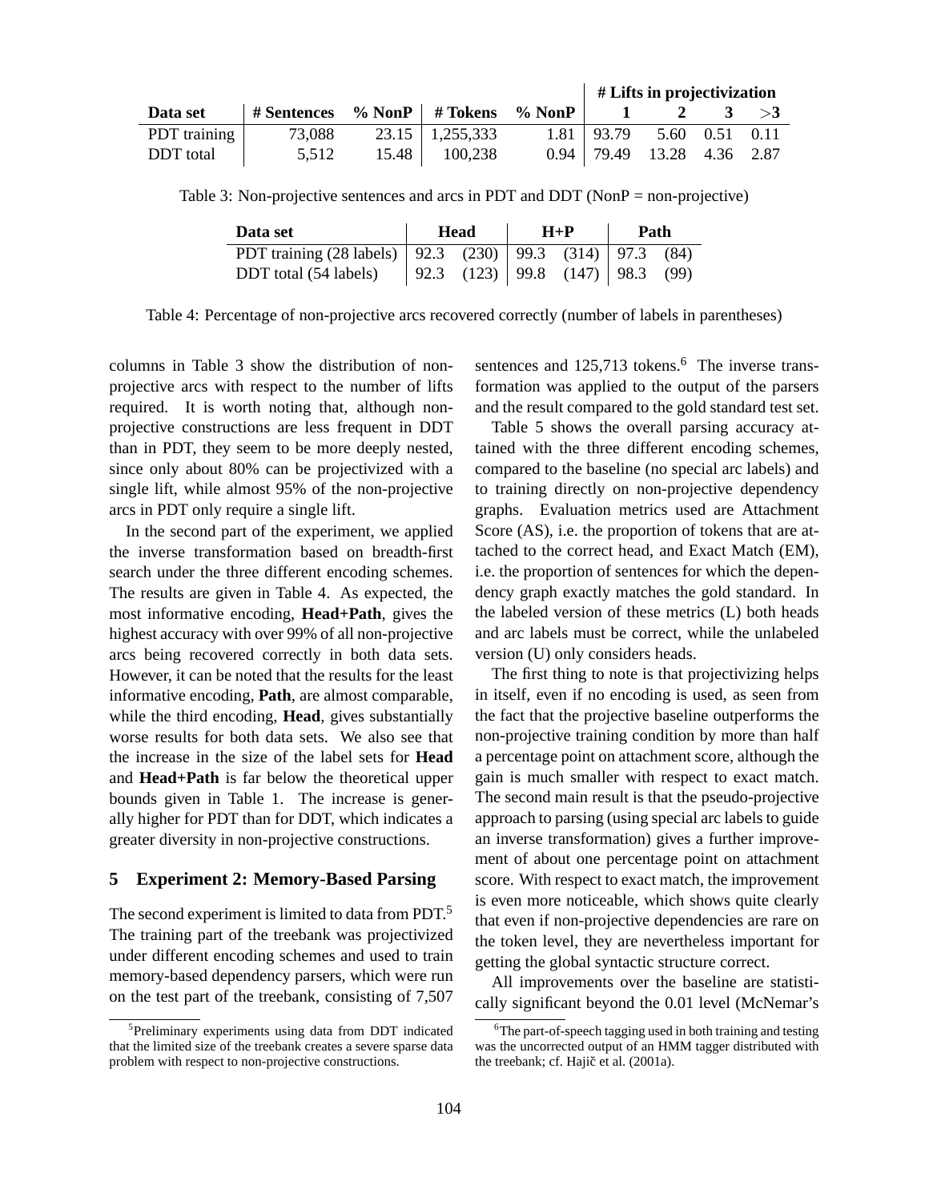| Data set | # Sentences | % NonP | # Tokens | % NonP | # Lifts in projectivization | | | |
|---|---|---|---|---|---|---|---|---|
| | | | | | 1 | 2 | 3 | >3 |
| PDT training | 73,088 | 23.15 | 1,255,333 | 1.81 | 93.79 | 5.60 | 0.51 | 0.11 |
| DDT total | 5,512 | 15.48 | 100,238 | 0.94 | 79.49 | 13.28 | 4.36 | 2.87 |

Table 3: Non-projective sentences and arcs in PDT and DDT (NonP = non-projective)

| Data set | Head | | H+P | | Path | |
|---|---|---|---|---|---|---|
| PDT training (28 labels) | 92.3 | (230) | 99.3 | (314) | 97.3 | (84) |
| DDT total (54 labels) | 92.3 | (123) | 99.8 | (147) | 98.3 | (99) |

Table 4: Percentage of non-projective arcs recovered correctly (number of labels in parentheses)

columns in Table 3 show the distribution of non-projective arcs with respect to the number of lifts required. It is worth noting that, although non-projective constructions are less frequent in DDT than in PDT, they seem to be more deeply nested, since only about 80% can be projectivized with a single lift, while almost 95% of the non-projective arcs in PDT only require a single lift.

In the second part of the experiment, we applied the inverse transformation based on breadth-first search under the three different encoding schemes. The results are given in Table 4. As expected, the most informative encoding, **Head+Path**, gives the highest accuracy with over 99% of all non-projective arcs being recovered correctly in both data sets. However, it can be noted that the results for the least informative encoding, **Path**, are almost comparable, while the third encoding, **Head**, gives substantially worse results for both data sets. We also see that the increase in the size of the label sets for **Head** and **Head+Path** is far below the theoretical upper bounds given in Table 1. The increase is generally higher for PDT than for DDT, which indicates a greater diversity in non-projective constructions.

## 5 Experiment 2: Memory-Based Parsing

The second experiment is limited to data from PDT.[5] The training part of the treebank was projectivized under different encoding schemes and used to train memory-based dependency parsers, which were run on the test part of the treebank, consisting of 7,507 sentences and 125,713 tokens.[6] The inverse transformation was applied to the output of the parsers and the result compared to the gold standard test set.

Table 5 shows the overall parsing accuracy attained with the three different encoding schemes, compared to the baseline (no special arc labels) and to training directly on non-projective dependency graphs. Evaluation metrics used are Attachment Score (AS), i.e. the proportion of tokens that are attached to the correct head, and Exact Match (EM), i.e. the proportion of sentences for which the dependency graph exactly matches the gold standard. In the labeled version of these metrics (L) both heads and arc labels must be correct, while the unlabeled version (U) only considers heads.

The first thing to note is that projectivizing helps in itself, even if no encoding is used, as seen from the fact that the projective baseline outperforms the non-projective training condition by more than half a percentage point on attachment score, although the gain is much smaller with respect to exact match. The second main result is that the pseudo-projective approach to parsing (using special arc labels to guide an inverse transformation) gives a further improvement of about one percentage point on attachment score. With respect to exact match, the improvement is even more noticeable, which shows quite clearly that even if non-projective dependencies are rare on the token level, they are nevertheless important for getting the global syntactic structure correct.

All improvements over the baseline are statistically significant beyond the 0.01 level (McNemar's

[5] Preliminary experiments using data from DDT indicated that the limited size of the treebank creates a severe sparse data problem with respect to non-projective constructions.

[6] The part-of-speech tagging used in both training and testing was the uncorrected output of an HMM tagger distributed with the treebank; cf. Hajič et al. (2001a).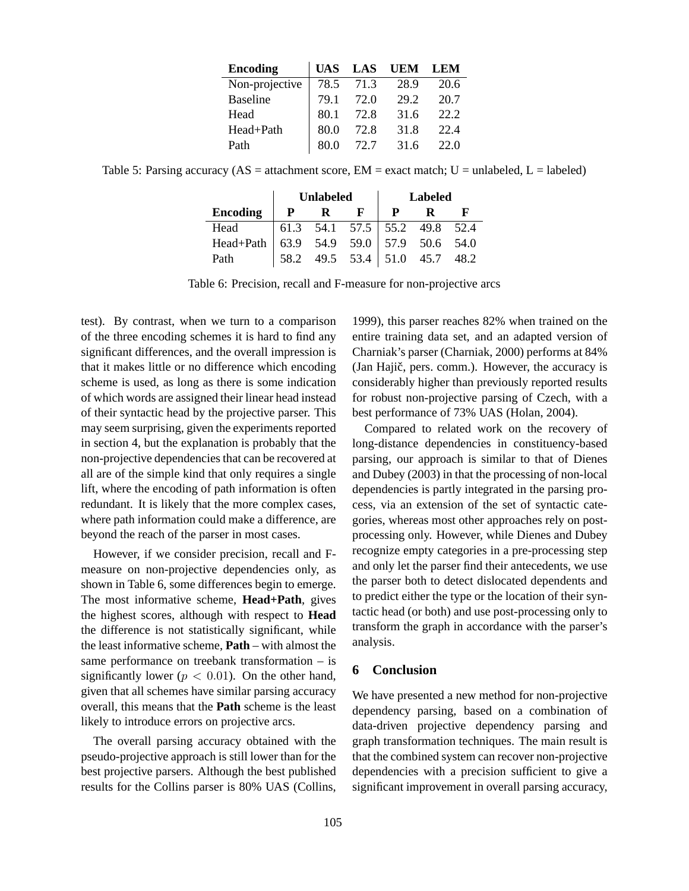| Encoding | UAS | LAS | UEM | LEM |
|---|---|---|---|---|
| Non-projective | 78.5 | 71.3 | 28.9 | 20.6 |
| Baseline | 79.1 | 72.0 | 29.2 | 20.7 |
| Head | 80.1 | 72.8 | 31.6 | 22.2 |
| Head+Path | 80.0 | 72.8 | 31.8 | 22.4 |
| Path | 80.0 | 72.7 | 31.6 | 22.0 |

Table 5: Parsing accuracy (AS = attachment score, EM = exact match; U = unlabeled, L = labeled)

| | Unlabeled | | | Labeled | | |
|---|---|---|---|---|---|---|
| **Encoding** | **P** | **R** | **F** | **P** | **R** | **F** |
| Head | 61.3 | 54.1 | 57.5 | 55.2 | 49.8 | 52.4 |
| Head+Path | 63.9 | 54.9 | 59.0 | 57.9 | 50.6 | 54.0 |
| Path | 58.2 | 49.5 | 53.4 | 51.0 | 45.7 | 48.2 |

Table 6: Precision, recall and F-measure for non-projective arcs

test). By contrast, when we turn to a comparison of the three encoding schemes it is hard to find any significant differences, and the overall impression is that it makes little or no difference which encoding scheme is used, as long as there is some indication of which words are assigned their linear head instead of their syntactic head by the projective parser. This may seem surprising, given the experiments reported in section 4, but the explanation is probably that the non-projective dependencies that can be recovered at all are of the simple kind that only requires a single lift, where the encoding of path information is often redundant. It is likely that the more complex cases, where path information could make a difference, are beyond the reach of the parser in most cases.

However, if we consider precision, recall and F-measure on non-projective dependencies only, as shown in Table 6, some differences begin to emerge. The most informative scheme, **Head+Path**, gives the highest scores, although with respect to **Head** the difference is not statistically significant, while the least informative scheme, **Path** – with almost the same performance on treebank transformation – is significantly lower ($p < 0.01$). On the other hand, given that all schemes have similar parsing accuracy overall, this means that the **Path** scheme is the least likely to introduce errors on projective arcs.

The overall parsing accuracy obtained with the pseudo-projective approach is still lower than for the best projective parsers. Although the best published results for the Collins parser is 80% UAS (Collins, 1999), this parser reaches 82% when trained on the entire training data set, and an adapted version of Charniak's parser (Charniak, 2000) performs at 84% (Jan Hajič, pers. comm.). However, the accuracy is considerably higher than previously reported results for robust non-projective parsing of Czech, with a best performance of 73% UAS (Holan, 2004).

Compared to related work on the recovery of long-distance dependencies in constituency-based parsing, our approach is similar to that of Dienes and Dubey (2003) in that the processing of non-local dependencies is partly integrated in the parsing process, via an extension of the set of syntactic categories, whereas most other approaches rely on post-processing only. However, while Dienes and Dubey recognize empty categories in a pre-processing step and only let the parser find their antecedents, we use the parser both to detect dislocated dependents and to predict either the type or the location of their syntactic head (or both) and use post-processing only to transform the graph in accordance with the parser's analysis.

## 6 Conclusion

We have presented a new method for non-projective dependency parsing, based on a combination of data-driven projective dependency parsing and graph transformation techniques. The main result is that the combined system can recover non-projective dependencies with a precision sufficient to give a significant improvement in overall parsing accuracy,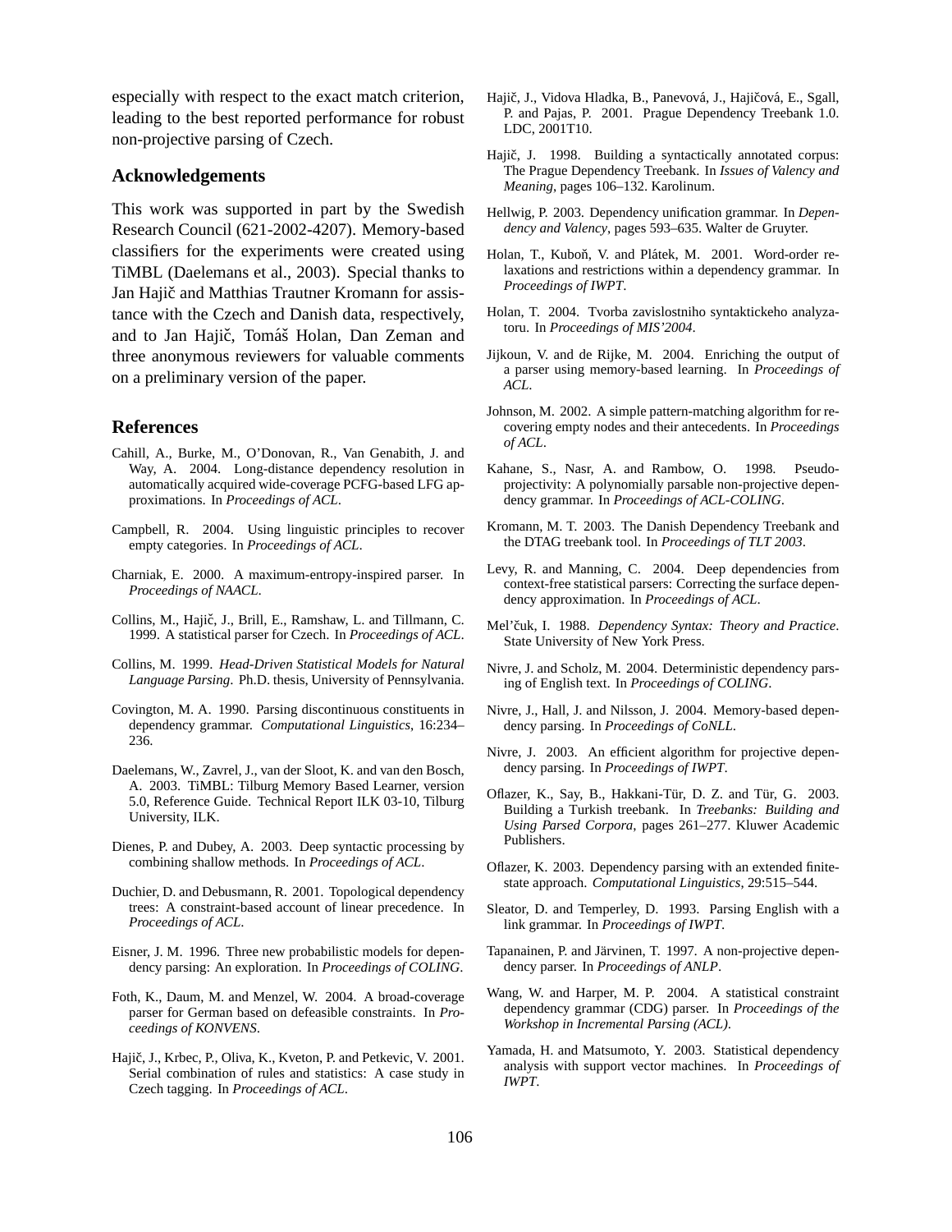especially with respect to the exact match criterion, leading to the best reported performance for robust non-projective parsing of Czech.

## Acknowledgements

This work was supported in part by the Swedish Research Council (621-2002-4207). Memory-based classifiers for the experiments were created using TiMBL (Daelemans et al., 2003). Special thanks to Jan Hajič and Matthias Trautner Kromann for assistance with the Czech and Danish data, respectively, and to Jan Hajič, Tomáš Holan, Dan Zeman and three anonymous reviewers for valuable comments on a preliminary version of the paper.

## References

Cahill, A., Burke, M., O'Donovan, R., Van Genabith, J. and Way, A. 2004. Long-distance dependency resolution in automatically acquired wide-coverage PCFG-based LFG approximations. In *Proceedings of ACL*.

Campbell, R. 2004. Using linguistic principles to recover empty categories. In *Proceedings of ACL*.

Charniak, E. 2000. A maximum-entropy-inspired parser. In *Proceedings of NAACL*.

Collins, M., Hajič, J., Brill, E., Ramshaw, L. and Tillmann, C. 1999. A statistical parser for Czech. In *Proceedings of ACL*.

Collins, M. 1999. *Head-Driven Statistical Models for Natural Language Parsing*. Ph.D. thesis, University of Pennsylvania.

Covington, M. A. 1990. Parsing discontinuous constituents in dependency grammar. *Computational Linguistics*, 16:234–236.

Daelemans, W., Zavrel, J., van der Sloot, K. and van den Bosch, A. 2003. TiMBL: Tilburg Memory Based Learner, version 5.0, Reference Guide. Technical Report ILK 03-10, Tilburg University, ILK.

Dienes, P. and Dubey, A. 2003. Deep syntactic processing by combining shallow methods. In *Proceedings of ACL*.

Duchier, D. and Debusmann, R. 2001. Topological dependency trees: A constraint-based account of linear precedence. In *Proceedings of ACL*.

Eisner, J. M. 1996. Three new probabilistic models for dependency parsing: An exploration. In *Proceedings of COLING*.

Foth, K., Daum, M. and Menzel, W. 2004. A broad-coverage parser for German based on defeasible constraints. In *Proceedings of KONVENS*.

Hajič, J., Krbec, P., Oliva, K., Kveton, P. and Petkevic, V. 2001. Serial combination of rules and statistics: A case study in Czech tagging. In *Proceedings of ACL*.

Hajič, J., Vidova Hladka, B., Panevová, J., Hajičová, E., Sgall, P. and Pajas, P. 2001. Prague Dependency Treebank 1.0. LDC, 2001T10.

Hajič, J. 1998. Building a syntactically annotated corpus: The Prague Dependency Treebank. In *Issues of Valency and Meaning*, pages 106–132. Karolinum.

Hellwig, P. 2003. Dependency unification grammar. In *Dependency and Valency*, pages 593–635. Walter de Gruyter.

Holan, T., Kuboň, V. and Plátek, M. 2001. Word-order relaxations and restrictions within a dependency grammar. In *Proceedings of IWPT*.

Holan, T. 2004. Tvorba zavislostniho syntaktickeho analyzatoru. In *Proceedings of MIS'2004*.

Jijkoun, V. and de Rijke, M. 2004. Enriching the output of a parser using memory-based learning. In *Proceedings of ACL*.

Johnson, M. 2002. A simple pattern-matching algorithm for recovering empty nodes and their antecedents. In *Proceedings of ACL*.

Kahane, S., Nasr, A. and Rambow, O. 1998. Pseudo-projectivity: A polynomially parsable non-projective dependency grammar. In *Proceedings of ACL-COLING*.

Kromann, M. T. 2003. The Danish Dependency Treebank and the DTAG treebank tool. In *Proceedings of TLT 2003*.

Levy, R. and Manning, C. 2004. Deep dependencies from context-free statistical parsers: Correcting the surface dependency approximation. In *Proceedings of ACL*.

Mel'čuk, I. 1988. *Dependency Syntax: Theory and Practice*. State University of New York Press.

Nivre, J. and Scholz, M. 2004. Deterministic dependency parsing of English text. In *Proceedings of COLING*.

Nivre, J., Hall, J. and Nilsson, J. 2004. Memory-based dependency parsing. In *Proceedings of CoNLL*.

Nivre, J. 2003. An efficient algorithm for projective dependency parsing. In *Proceedings of IWPT*.

Oflazer, K., Say, B., Hakkani-Tür, D. Z. and Tür, G. 2003. Building a Turkish treebank. In *Treebanks: Building and Using Parsed Corpora*, pages 261–277. Kluwer Academic Publishers.

Oflazer, K. 2003. Dependency parsing with an extended finite-state approach. *Computational Linguistics*, 29:515–544.

Sleator, D. and Temperley, D. 1993. Parsing English with a link grammar. In *Proceedings of IWPT*.

Tapanainen, P. and Järvinen, T. 1997. A non-projective dependency parser. In *Proceedings of ANLP*.

Wang, W. and Harper, M. P. 2004. A statistical constraint dependency grammar (CDG) parser. In *Proceedings of the Workshop in Incremental Parsing (ACL)*.

Yamada, H. and Matsumoto, Y. 2003. Statistical dependency analysis with support vector machines. In *Proceedings of IWPT*.